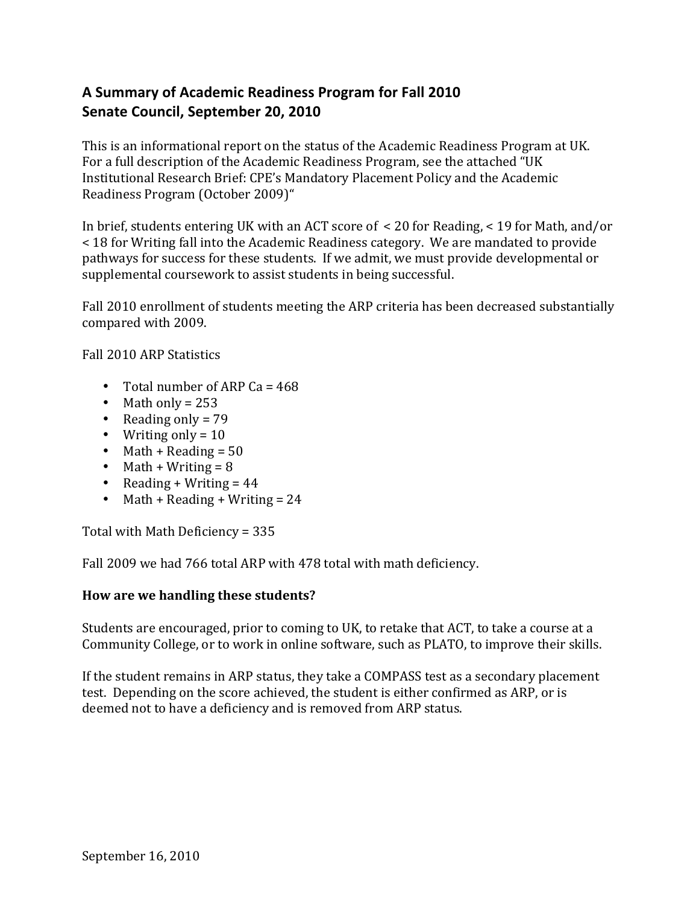# A Summary of Academic Readiness Program for Fall 2010
# Senate Council, September 20, 2010

This is an informational report on the status of the Academic Readiness Program at UK. For a full description of the Academic Readiness Program, see the attached "UK Institutional Research Brief: CPE's Mandatory Placement Policy and the Academic Readiness Program (October 2009)"

In brief, students entering UK with an ACT score of < 20 for Reading, < 19 for Math, and/or < 18 for Writing fall into the Academic Readiness category. We are mandated to provide pathways for success for these students. If we admit, we must provide developmental or supplemental coursework to assist students in being successful.

Fall 2010 enrollment of students meeting the ARP criteria has been decreased substantially compared with 2009.

Fall 2010 ARP Statistics

- Total number of ARP Ca = 468
- Math only = 253
- Reading only = 79
- Writing only = 10
- Math + Reading = 50
- Math + Writing = 8
- Reading + Writing = 44
- Math + Reading + Writing = 24

Total with Math Deficiency = 335

Fall 2009 we had 766 total ARP with 478 total with math deficiency.

**How are we handling these students?**

Students are encouraged, prior to coming to UK, to retake that ACT, to take a course at a Community College, or to work in online software, such as PLATO, to improve their skills.

If the student remains in ARP status, they take a COMPASS test as a secondary placement test. Depending on the score achieved, the student is either confirmed as ARP, or is deemed not to have a deficiency and is removed from ARP status.

September 16, 2010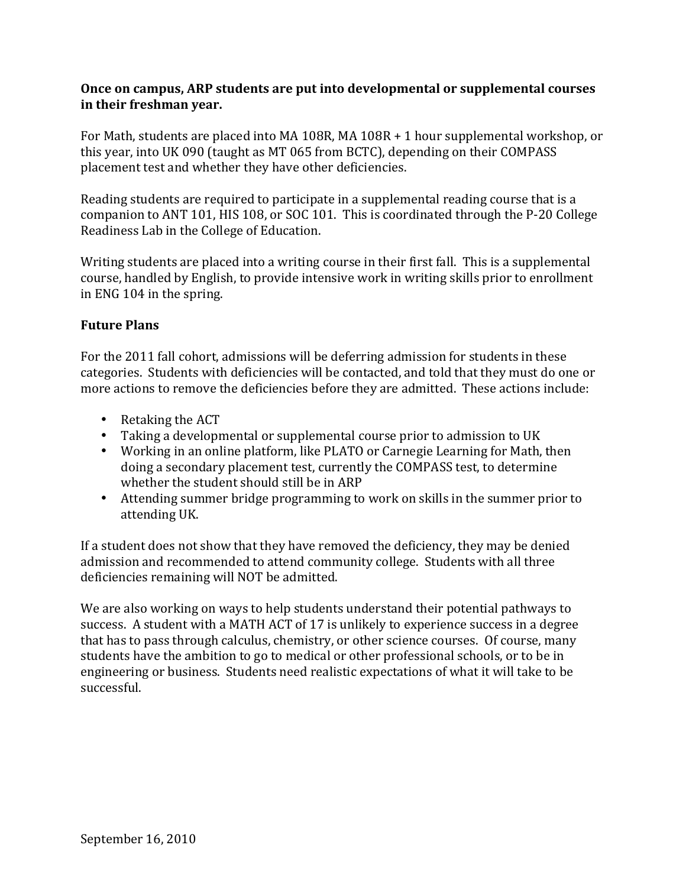**Once on campus, ARP students are put into developmental or supplemental courses in their freshman year.**

For Math, students are placed into MA 108R, MA 108R + 1 hour supplemental workshop, or this year, into UK 090 (taught as MT 065 from BCTC), depending on their COMPASS placement test and whether they have other deficiencies.

Reading students are required to participate in a supplemental reading course that is a companion to ANT 101, HIS 108, or SOC 101. This is coordinated through the P-20 College Readiness Lab in the College of Education.

Writing students are placed into a writing course in their first fall. This is a supplemental course, handled by English, to provide intensive work in writing skills prior to enrollment in ENG 104 in the spring.

**Future Plans**

For the 2011 fall cohort, admissions will be deferring admission for students in these categories. Students with deficiencies will be contacted, and told that they must do one or more actions to remove the deficiencies before they are admitted. These actions include:

- Retaking the ACT
- Taking a developmental or supplemental course prior to admission to UK
- Working in an online platform, like PLATO or Carnegie Learning for Math, then doing a secondary placement test, currently the COMPASS test, to determine whether the student should still be in ARP
- Attending summer bridge programming to work on skills in the summer prior to attending UK.

If a student does not show that they have removed the deficiency, they may be denied admission and recommended to attend community college. Students with all three deficiencies remaining will NOT be admitted.

We are also working on ways to help students understand their potential pathways to success. A student with a MATH ACT of 17 is unlikely to experience success in a degree that has to pass through calculus, chemistry, or other science courses. Of course, many students have the ambition to go to medical or other professional schools, or to be in engineering or business. Students need realistic expectations of what it will take to be successful.

September 16, 2010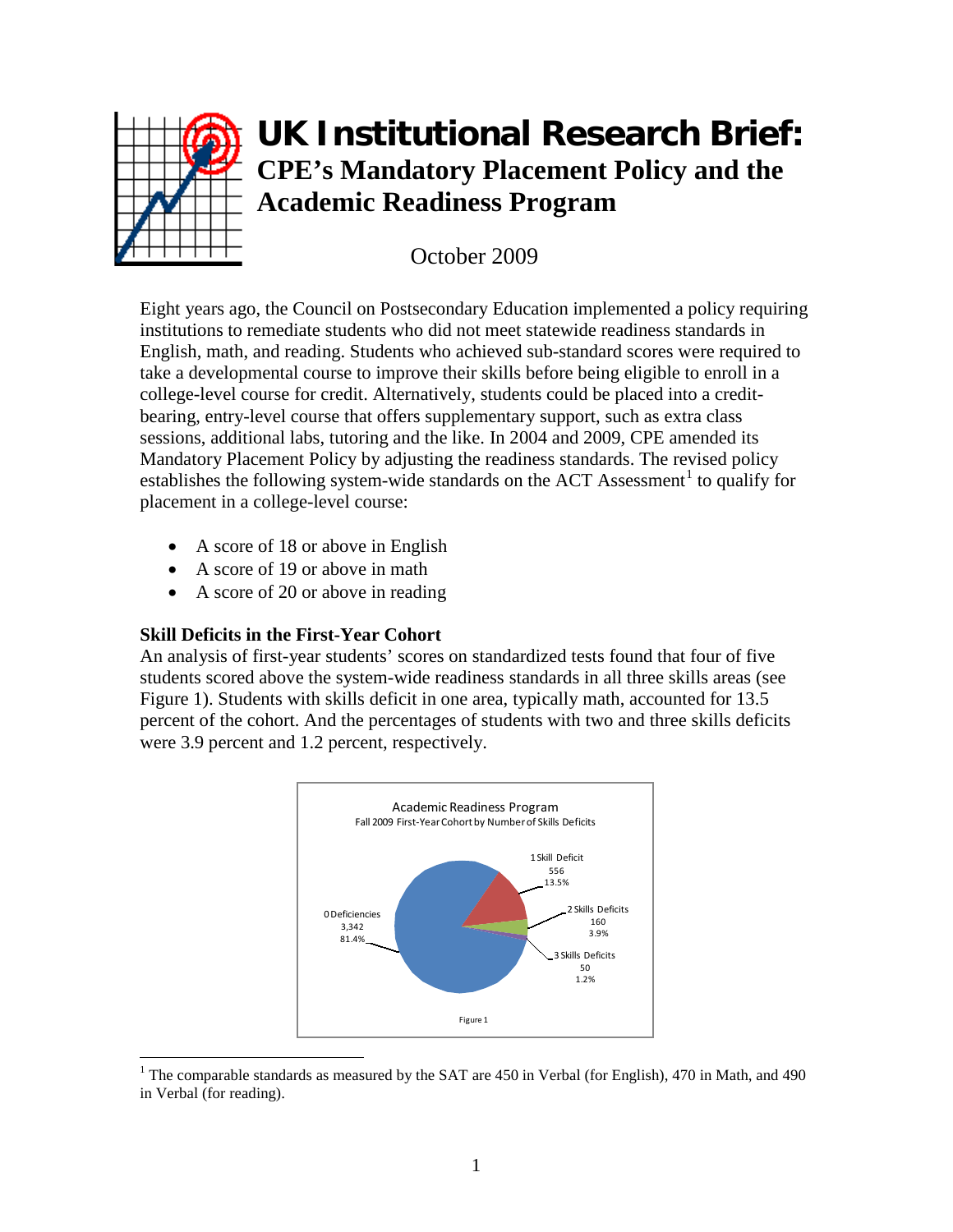# UK Institutional Research Brief:

## CPE's Mandatory Placement Policy and the Academic Readiness Program

October 2009

Eight years ago, the Council on Postsecondary Education implemented a policy requiring institutions to remediate students who did not meet statewide readiness standards in English, math, and reading. Students who achieved sub-standard scores were required to take a developmental course to improve their skills before being eligible to enroll in a college-level course for credit. Alternatively, students could be placed into a credit-bearing, entry-level course that offers supplementary support, such as extra class sessions, additional labs, tutoring and the like. In 2004 and 2009, CPE amended its Mandatory Placement Policy by adjusting the readiness standards. The revised policy establishes the following system-wide standards on the ACT Assessment[1] to qualify for placement in a college-level course:

- A score of 18 or above in English
- A score of 19 or above in math
- A score of 20 or above in reading

**Skill Deficits in the First-Year Cohort**

An analysis of first-year students' scores on standardized tests found that four of five students scored above the system-wide readiness standards in all three skills areas (see Figure 1). Students with skills deficit in one area, typically math, accounted for 13.5 percent of the cohort. And the percentages of students with two and three skills deficits were 3.9 percent and 1.2 percent, respectively.

Academic Readiness Program
Fall 2009 First-Year Cohort by Number of Skills Deficits

| Category | Count | Percent |
|---|---|---|
| 0 Deficiencies | 3,342 | 81.4% |
| 1 Skill Deficit | 556 | 13.5% |
| 2 Skills Deficits | 160 | 3.9% |
| 3 Skills Deficits | 50 | 1.2% |

Figure 1

[1] The comparable standards as measured by the SAT are 450 in Verbal (for English), 470 in Math, and 490 in Verbal (for reading).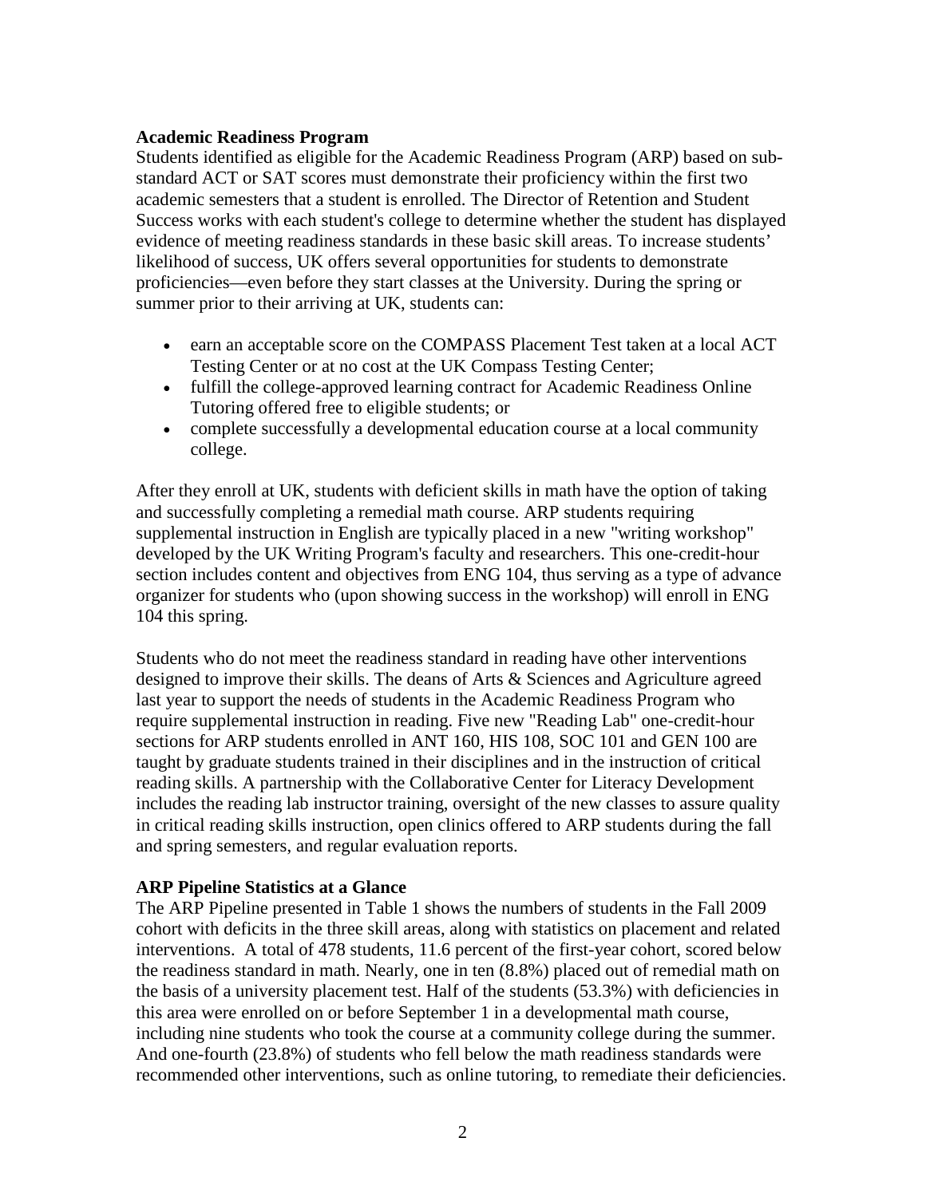**Academic Readiness Program**

Students identified as eligible for the Academic Readiness Program (ARP) based on sub-standard ACT or SAT scores must demonstrate their proficiency within the first two academic semesters that a student is enrolled. The Director of Retention and Student Success works with each student's college to determine whether the student has displayed evidence of meeting readiness standards in these basic skill areas. To increase students' likelihood of success, UK offers several opportunities for students to demonstrate proficiencies—even before they start classes at the University. During the spring or summer prior to their arriving at UK, students can:

- earn an acceptable score on the COMPASS Placement Test taken at a local ACT Testing Center or at no cost at the UK Compass Testing Center;
- fulfill the college-approved learning contract for Academic Readiness Online Tutoring offered free to eligible students; or
- complete successfully a developmental education course at a local community college.

After they enroll at UK, students with deficient skills in math have the option of taking and successfully completing a remedial math course. ARP students requiring supplemental instruction in English are typically placed in a new "writing workshop" developed by the UK Writing Program's faculty and researchers. This one-credit-hour section includes content and objectives from ENG 104, thus serving as a type of advance organizer for students who (upon showing success in the workshop) will enroll in ENG 104 this spring.

Students who do not meet the readiness standard in reading have other interventions designed to improve their skills. The deans of Arts & Sciences and Agriculture agreed last year to support the needs of students in the Academic Readiness Program who require supplemental instruction in reading. Five new "Reading Lab" one-credit-hour sections for ARP students enrolled in ANT 160, HIS 108, SOC 101 and GEN 100 are taught by graduate students trained in their disciplines and in the instruction of critical reading skills. A partnership with the Collaborative Center for Literacy Development includes the reading lab instructor training, oversight of the new classes to assure quality in critical reading skills instruction, open clinics offered to ARP students during the fall and spring semesters, and regular evaluation reports.

**ARP Pipeline Statistics at a Glance**

The ARP Pipeline presented in Table 1 shows the numbers of students in the Fall 2009 cohort with deficits in the three skill areas, along with statistics on placement and related interventions. A total of 478 students, 11.6 percent of the first-year cohort, scored below the readiness standard in math. Nearly, one in ten (8.8%) placed out of remedial math on the basis of a university placement test. Half of the students (53.3%) with deficiencies in this area were enrolled on or before September 1 in a developmental math course, including nine students who took the course at a community college during the summer. And one-fourth (23.8%) of students who fell below the math readiness standards were recommended other interventions, such as online tutoring, to remediate their deficiencies.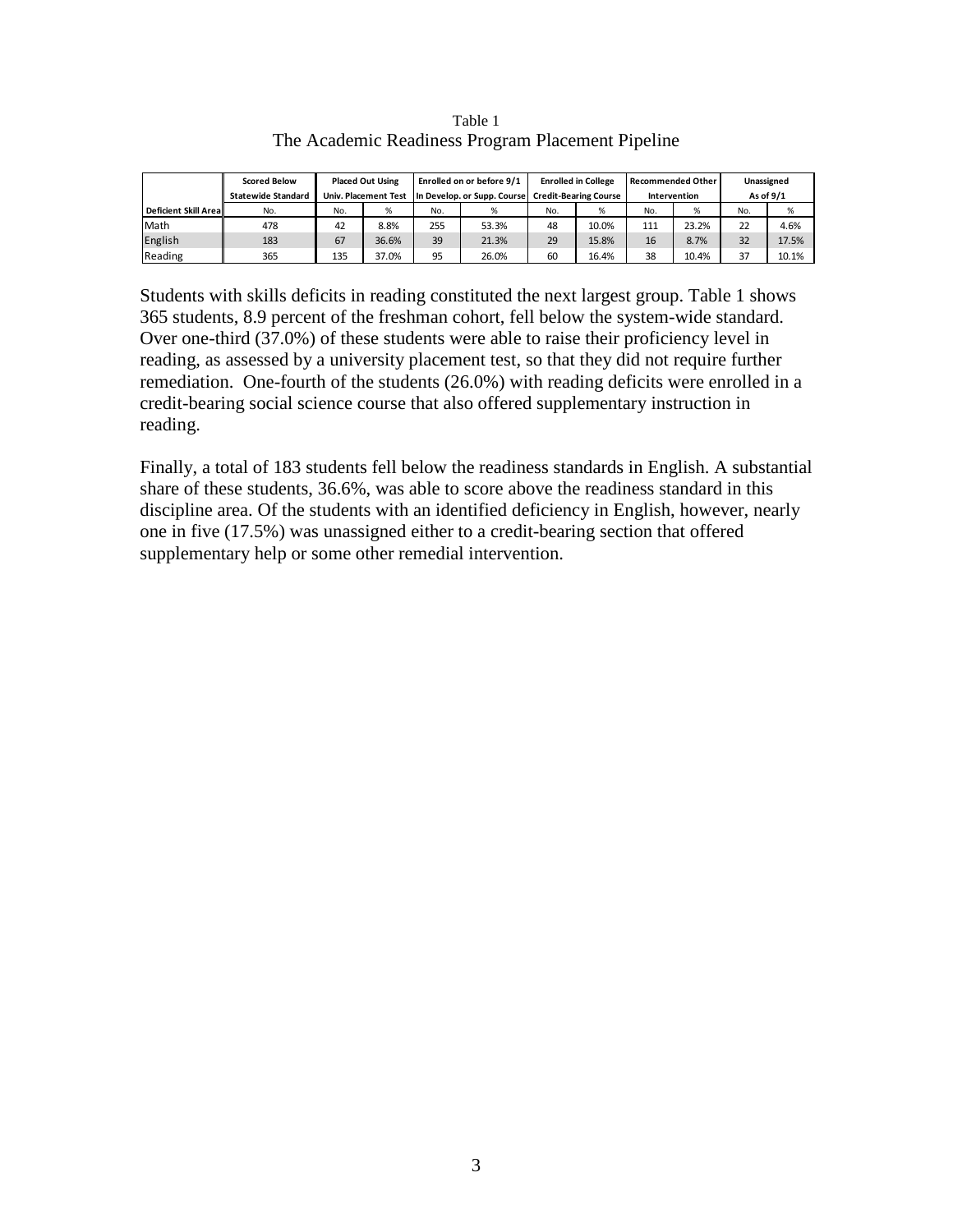Table 1
The Academic Readiness Program Placement Pipeline

| | Scored Below Statewide Standard | Placed Out Using Univ. Placement Test | | Enrolled on or before 9/1 In Develop. or Supp. Course | | Enrolled in College Credit-Bearing Course | | Recommended Other Intervention | | Unassigned As of 9/1 | |
|---|---|---|---|---|---|---|---|---|---|---|---|
| Deficient Skill Area | No. | No. | % | No. | % | No. | % | No. | % | No. | % |
| Math | 478 | 42 | 8.8% | 255 | 53.3% | 48 | 10.0% | 111 | 23.2% | 22 | 4.6% |
| English | 183 | 67 | 36.6% | 39 | 21.3% | 29 | 15.8% | 16 | 8.7% | 32 | 17.5% |
| Reading | 365 | 135 | 37.0% | 95 | 26.0% | 60 | 16.4% | 38 | 10.4% | 37 | 10.1% |

Students with skills deficits in reading constituted the next largest group. Table 1 shows 365 students, 8.9 percent of the freshman cohort, fell below the system-wide standard. Over one-third (37.0%) of these students were able to raise their proficiency level in reading, as assessed by a university placement test, so that they did not require further remediation. One-fourth of the students (26.0%) with reading deficits were enrolled in a credit-bearing social science course that also offered supplementary instruction in reading.

Finally, a total of 183 students fell below the readiness standards in English. A substantial share of these students, 36.6%, was able to score above the readiness standard in this discipline area. Of the students with an identified deficiency in English, however, nearly one in five (17.5%) was unassigned either to a credit-bearing section that offered supplementary help or some other remedial intervention.